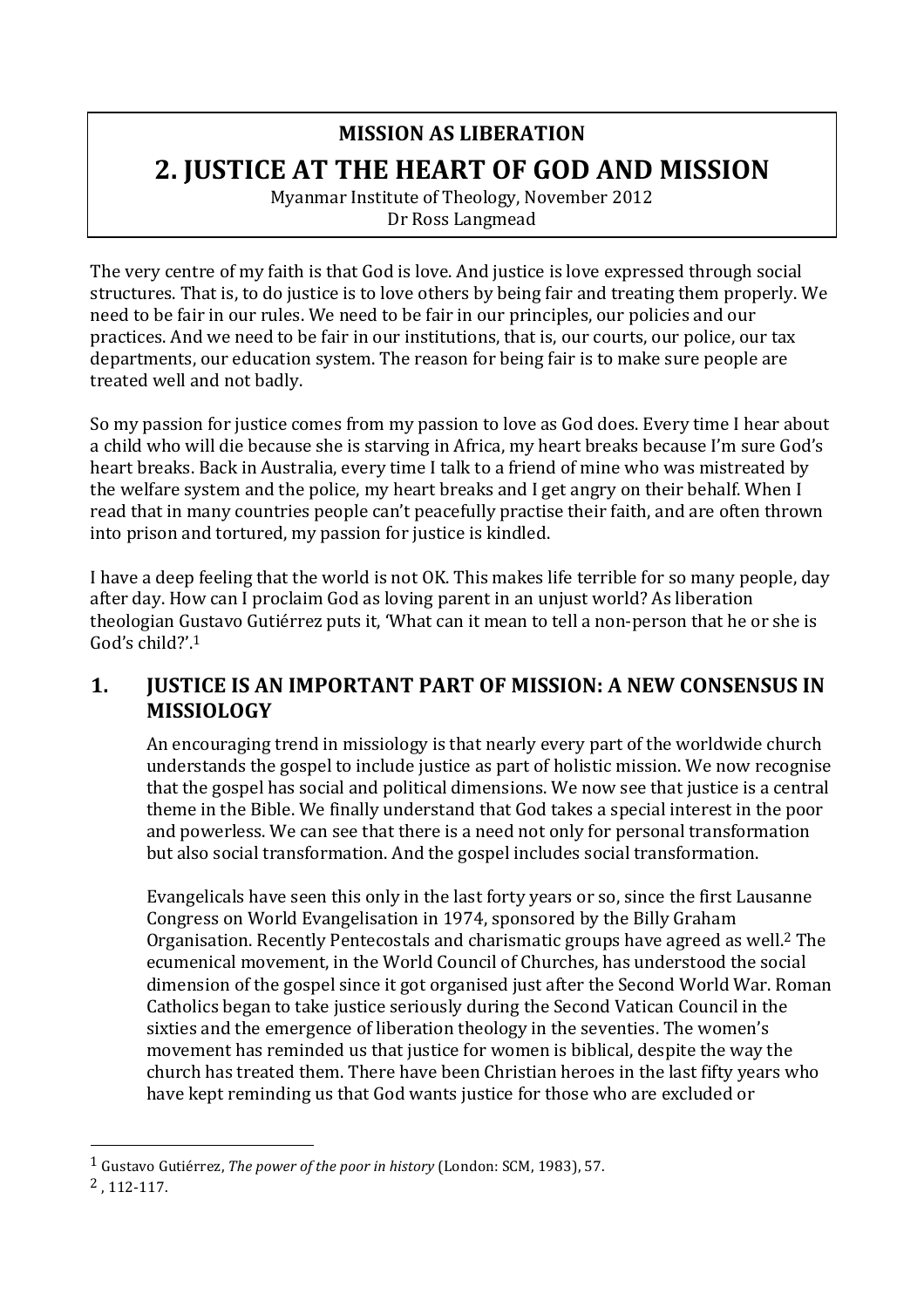**MISSION AS LIBERATION**

# 2. JUSTICE AT THE HEART OF GOD AND MISSION

Myanmar Institute of Theology, November 2012
Dr Ross Langmead

The very centre of my faith is that God is love. And justice is love expressed through social structures. That is, to do justice is to love others by being fair and treating them properly. We need to be fair in our rules. We need to be fair in our principles, our policies and our practices. And we need to be fair in our institutions, that is, our courts, our police, our tax departments, our education system. The reason for being fair is to make sure people are treated well and not badly.

So my passion for justice comes from my passion to love as God does. Every time I hear about a child who will die because she is starving in Africa, my heart breaks because I'm sure God's heart breaks. Back in Australia, every time I talk to a friend of mine who was mistreated by the welfare system and the police, my heart breaks and I get angry on their behalf. When I read that in many countries people can't peacefully practise their faith, and are often thrown into prison and tortured, my passion for justice is kindled.

I have a deep feeling that the world is not OK. This makes life terrible for so many people, day after day. How can I proclaim God as loving parent in an unjust world? As liberation theologian Gustavo Gutiérrez puts it, 'What can it mean to tell a non-person that he or she is God's child?'.[1]

## 1. JUSTICE IS AN IMPORTANT PART OF MISSION: A NEW CONSENSUS IN MISSIOLOGY

An encouraging trend in missiology is that nearly every part of the worldwide church understands the gospel to include justice as part of holistic mission. We now recognise that the gospel has social and political dimensions. We now see that justice is a central theme in the Bible. We finally understand that God takes a special interest in the poor and powerless. We can see that there is a need not only for personal transformation but also social transformation. And the gospel includes social transformation.

Evangelicals have seen this only in the last forty years or so, since the first Lausanne Congress on World Evangelisation in 1974, sponsored by the Billy Graham Organisation. Recently Pentecostals and charismatic groups have agreed as well.[2] The ecumenical movement, in the World Council of Churches, has understood the social dimension of the gospel since it got organised just after the Second World War. Roman Catholics began to take justice seriously during the Second Vatican Council in the sixties and the emergence of liberation theology in the seventies. The women's movement has reminded us that justice for women is biblical, despite the way the church has treated them. There have been Christian heroes in the last fifty years who have kept reminding us that God wants justice for those who are excluded or

---

[1] Gustavo Gutiérrez, *The power of the poor in history* (London: SCM, 1983), 57.

[2] , 112-117.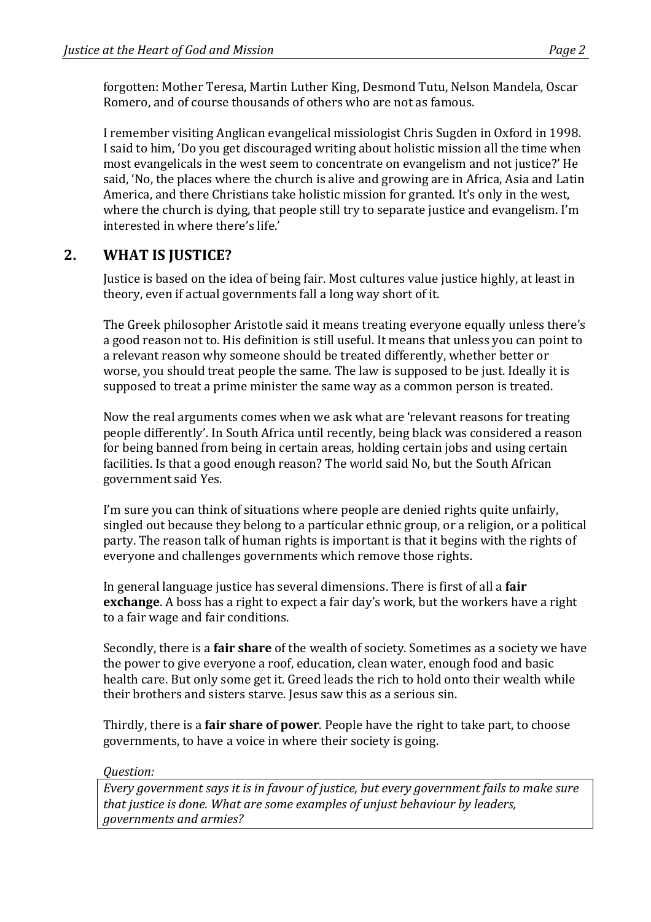forgotten: Mother Teresa, Martin Luther King, Desmond Tutu, Nelson Mandela, Oscar Romero, and of course thousands of others who are not as famous.

I remember visiting Anglican evangelical missiologist Chris Sugden in Oxford in 1998. I said to him, 'Do you get discouraged writing about holistic mission all the time when most evangelicals in the west seem to concentrate on evangelism and not justice?' He said, 'No, the places where the church is alive and growing are in Africa, Asia and Latin America, and there Christians take holistic mission for granted. It's only in the west, where the church is dying, that people still try to separate justice and evangelism. I'm interested in where there's life.'

## 2. WHAT IS JUSTICE?

Justice is based on the idea of being fair. Most cultures value justice highly, at least in theory, even if actual governments fall a long way short of it.

The Greek philosopher Aristotle said it means treating everyone equally unless there's a good reason not to. His definition is still useful. It means that unless you can point to a relevant reason why someone should be treated differently, whether better or worse, you should treat people the same. The law is supposed to be just. Ideally it is supposed to treat a prime minister the same way as a common person is treated.

Now the real arguments comes when we ask what are 'relevant reasons for treating people differently'. In South Africa until recently, being black was considered a reason for being banned from being in certain areas, holding certain jobs and using certain facilities. Is that a good enough reason? The world said No, but the South African government said Yes.

I'm sure you can think of situations where people are denied rights quite unfairly, singled out because they belong to a particular ethnic group, or a religion, or a political party. The reason talk of human rights is important is that it begins with the rights of everyone and challenges governments which remove those rights.

In general language justice has several dimensions. There is first of all a **fair exchange**. A boss has a right to expect a fair day's work, but the workers have a right to a fair wage and fair conditions.

Secondly, there is a **fair share** of the wealth of society. Sometimes as a society we have the power to give everyone a roof, education, clean water, enough food and basic health care. But only some get it. Greed leads the rich to hold onto their wealth while their brothers and sisters starve. Jesus saw this as a serious sin.

Thirdly, there is a **fair share of power**. People have the right to take part, to choose governments, to have a voice in where their society is going.

*Question:*

*Every government says it is in favour of justice, but every government fails to make sure that justice is done. What are some examples of unjust behaviour by leaders, governments and armies?*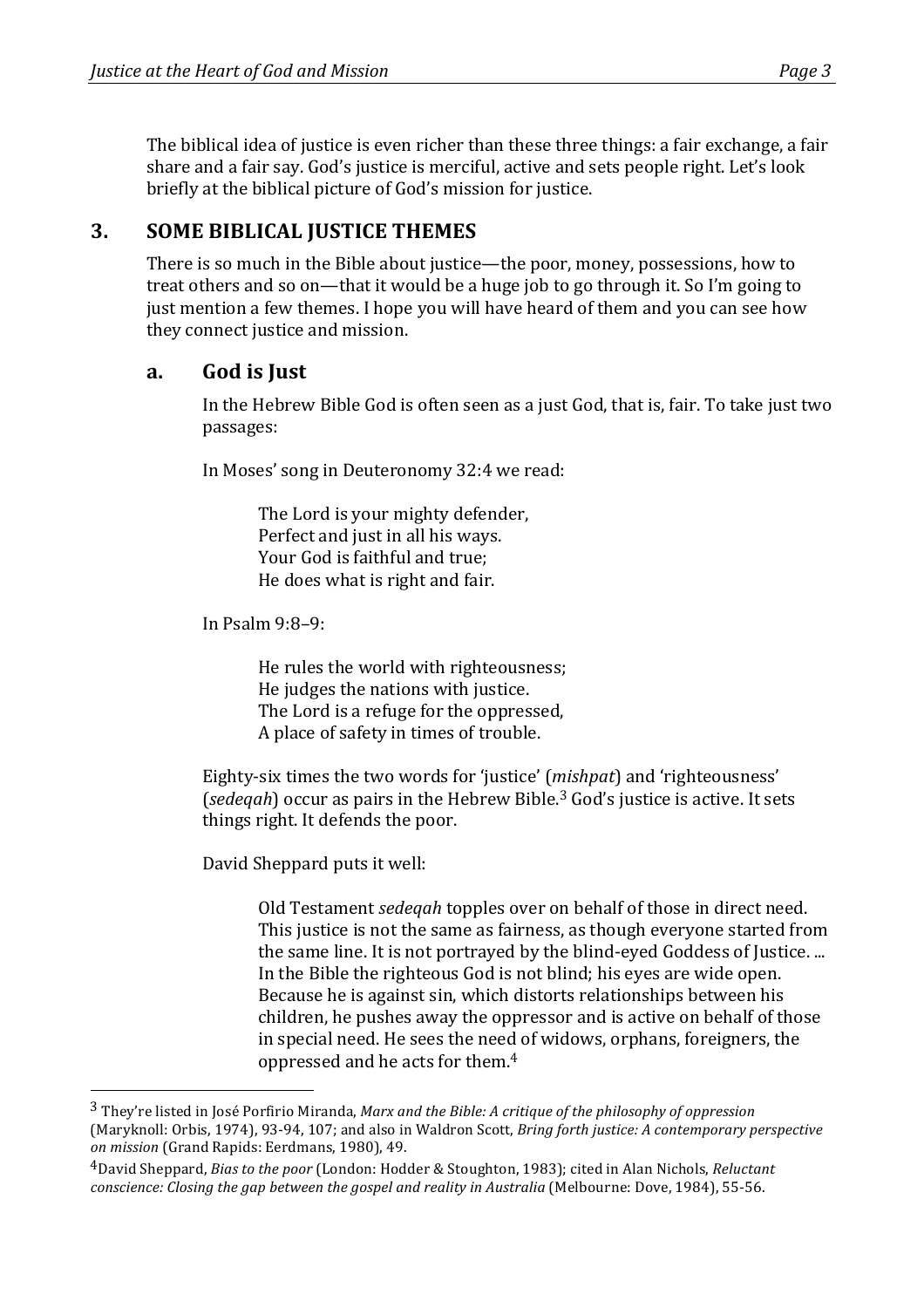The biblical idea of justice is even richer than these three things: a fair exchange, a fair share and a fair say. God's justice is merciful, active and sets people right. Let's look briefly at the biblical picture of God's mission for justice.

## 3. SOME BIBLICAL JUSTICE THEMES

There is so much in the Bible about justice—the poor, money, possessions, how to treat others and so on—that it would be a huge job to go through it. So I'm going to just mention a few themes. I hope you will have heard of them and you can see how they connect justice and mission.

### a. God is Just

In the Hebrew Bible God is often seen as a just God, that is, fair. To take just two passages:

In Moses' song in Deuteronomy 32:4 we read:

> The Lord is your mighty defender,
> Perfect and just in all his ways.
> Your God is faithful and true;
> He does what is right and fair.

In Psalm 9:8–9:

> He rules the world with righteousness;
> He judges the nations with justice.
> The Lord is a refuge for the oppressed,
> A place of safety in times of trouble.

Eighty-six times the two words for 'justice' (*mishpat*) and 'righteousness' (*sedeqah*) occur as pairs in the Hebrew Bible.[3] God's justice is active. It sets things right. It defends the poor.

David Sheppard puts it well:

> Old Testament *sedeqah* topples over on behalf of those in direct need. This justice is not the same as fairness, as though everyone started from the same line. It is not portrayed by the blind-eyed Goddess of Justice. ... In the Bible the righteous God is not blind; his eyes are wide open. Because he is against sin, which distorts relationships between his children, he pushes away the oppressor and is active on behalf of those in special need. He sees the need of widows, orphans, foreigners, the oppressed and he acts for them.[4]

---

[3] They're listed in José Porfirio Miranda, *Marx and the Bible: A critique of the philosophy of oppression* (Maryknoll: Orbis, 1974), 93-94, 107; and also in Waldron Scott, *Bring forth justice: A contemporary perspective on mission* (Grand Rapids: Eerdmans, 1980), 49.

[4] David Sheppard, *Bias to the poor* (London: Hodder & Stoughton, 1983); cited in Alan Nichols, *Reluctant conscience: Closing the gap between the gospel and reality in Australia* (Melbourne: Dove, 1984), 55-56.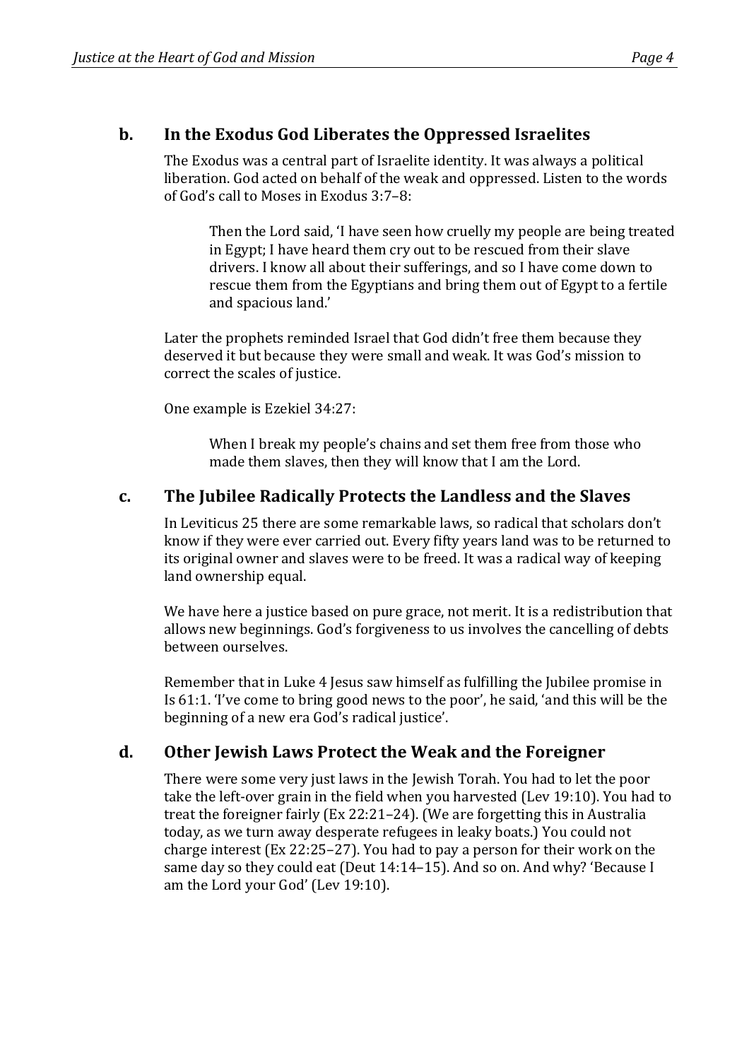## b. In the Exodus God Liberates the Oppressed Israelites

The Exodus was a central part of Israelite identity. It was always a political liberation. God acted on behalf of the weak and oppressed. Listen to the words of God's call to Moses in Exodus 3:7–8:

> Then the Lord said, 'I have seen how cruelly my people are being treated in Egypt; I have heard them cry out to be rescued from their slave drivers. I know all about their sufferings, and so I have come down to rescue them from the Egyptians and bring them out of Egypt to a fertile and spacious land.'

Later the prophets reminded Israel that God didn't free them because they deserved it but because they were small and weak. It was God's mission to correct the scales of justice.

One example is Ezekiel 34:27:

> When I break my people's chains and set them free from those who made them slaves, then they will know that I am the Lord.

## c. The Jubilee Radically Protects the Landless and the Slaves

In Leviticus 25 there are some remarkable laws, so radical that scholars don't know if they were ever carried out. Every fifty years land was to be returned to its original owner and slaves were to be freed. It was a radical way of keeping land ownership equal.

We have here a justice based on pure grace, not merit. It is a redistribution that allows new beginnings. God's forgiveness to us involves the cancelling of debts between ourselves.

Remember that in Luke 4 Jesus saw himself as fulfilling the Jubilee promise in Is 61:1. 'I've come to bring good news to the poor', he said, 'and this will be the beginning of a new era God's radical justice'.

## d. Other Jewish Laws Protect the Weak and the Foreigner

There were some very just laws in the Jewish Torah. You had to let the poor take the left-over grain in the field when you harvested (Lev 19:10). You had to treat the foreigner fairly (Ex 22:21–24). (We are forgetting this in Australia today, as we turn away desperate refugees in leaky boats.) You could not charge interest (Ex 22:25–27). You had to pay a person for their work on the same day so they could eat (Deut 14:14–15). And so on. And why? 'Because I am the Lord your God' (Lev 19:10).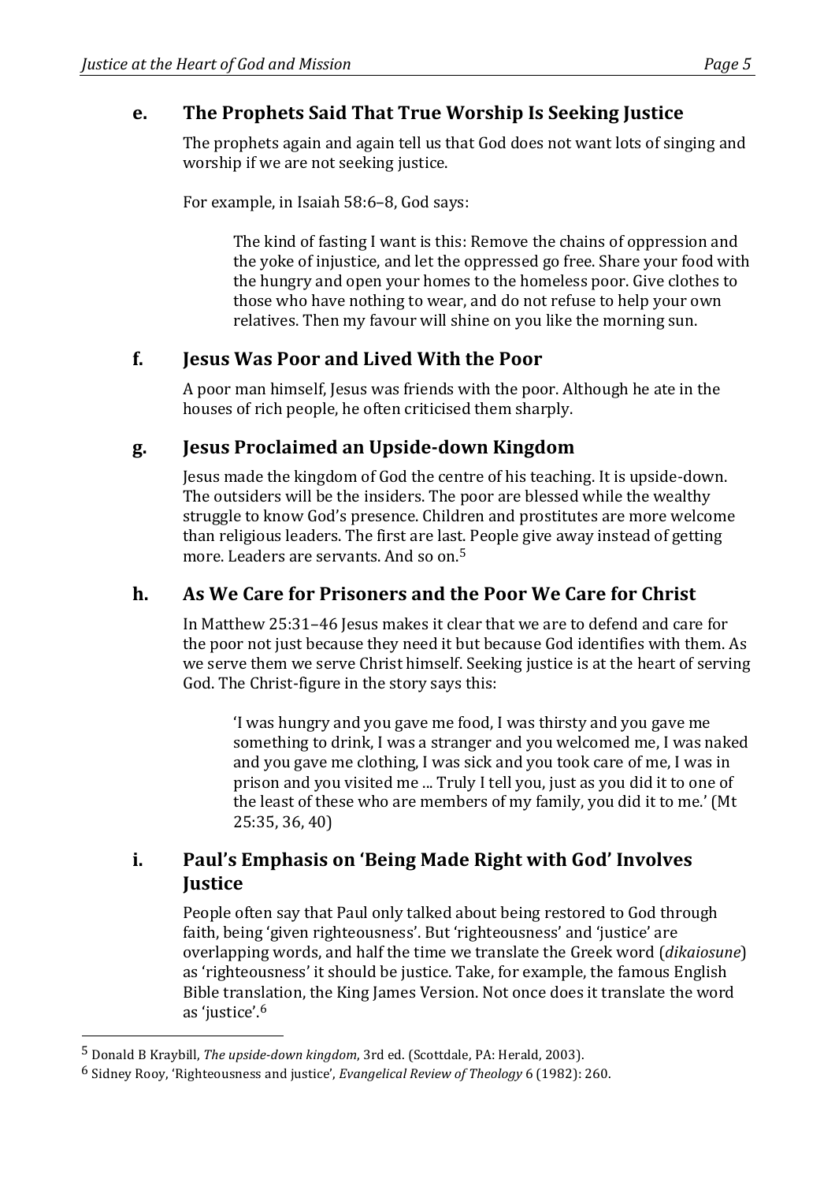### e. The Prophets Said That True Worship Is Seeking Justice

The prophets again and again tell us that God does not want lots of singing and worship if we are not seeking justice.

For example, in Isaiah 58:6–8, God says:

> The kind of fasting I want is this: Remove the chains of oppression and the yoke of injustice, and let the oppressed go free. Share your food with the hungry and open your homes to the homeless poor. Give clothes to those who have nothing to wear, and do not refuse to help your own relatives. Then my favour will shine on you like the morning sun.

### f. Jesus Was Poor and Lived With the Poor

A poor man himself, Jesus was friends with the poor. Although he ate in the houses of rich people, he often criticised them sharply.

### g. Jesus Proclaimed an Upside-down Kingdom

Jesus made the kingdom of God the centre of his teaching. It is upside-down. The outsiders will be the insiders. The poor are blessed while the wealthy struggle to know God's presence. Children and prostitutes are more welcome than religious leaders. The first are last. People give away instead of getting more. Leaders are servants. And so on.[5]

### h. As We Care for Prisoners and the Poor We Care for Christ

In Matthew 25:31–46 Jesus makes it clear that we are to defend and care for the poor not just because they need it but because God identifies with them. As we serve them we serve Christ himself. Seeking justice is at the heart of serving God. The Christ-figure in the story says this:

> 'I was hungry and you gave me food, I was thirsty and you gave me something to drink, I was a stranger and you welcomed me, I was naked and you gave me clothing, I was sick and you took care of me, I was in prison and you visited me ... Truly I tell you, just as you did it to one of the least of these who are members of my family, you did it to me.' (Mt 25:35, 36, 40)

### i. Paul's Emphasis on 'Being Made Right with God' Involves Justice

People often say that Paul only talked about being restored to God through faith, being 'given righteousness'. But 'righteousness' and 'justice' are overlapping words, and half the time we translate the Greek word (*dikaiosune*) as 'righteousness' it should be justice. Take, for example, the famous English Bible translation, the King James Version. Not once does it translate the word as 'justice'.[6]

---

[5] Donald B Kraybill, *The upside-down kingdom*, 3rd ed. (Scottdale, PA: Herald, 2003).

[6] Sidney Rooy, 'Righteousness and justice', *Evangelical Review of Theology* 6 (1982): 260.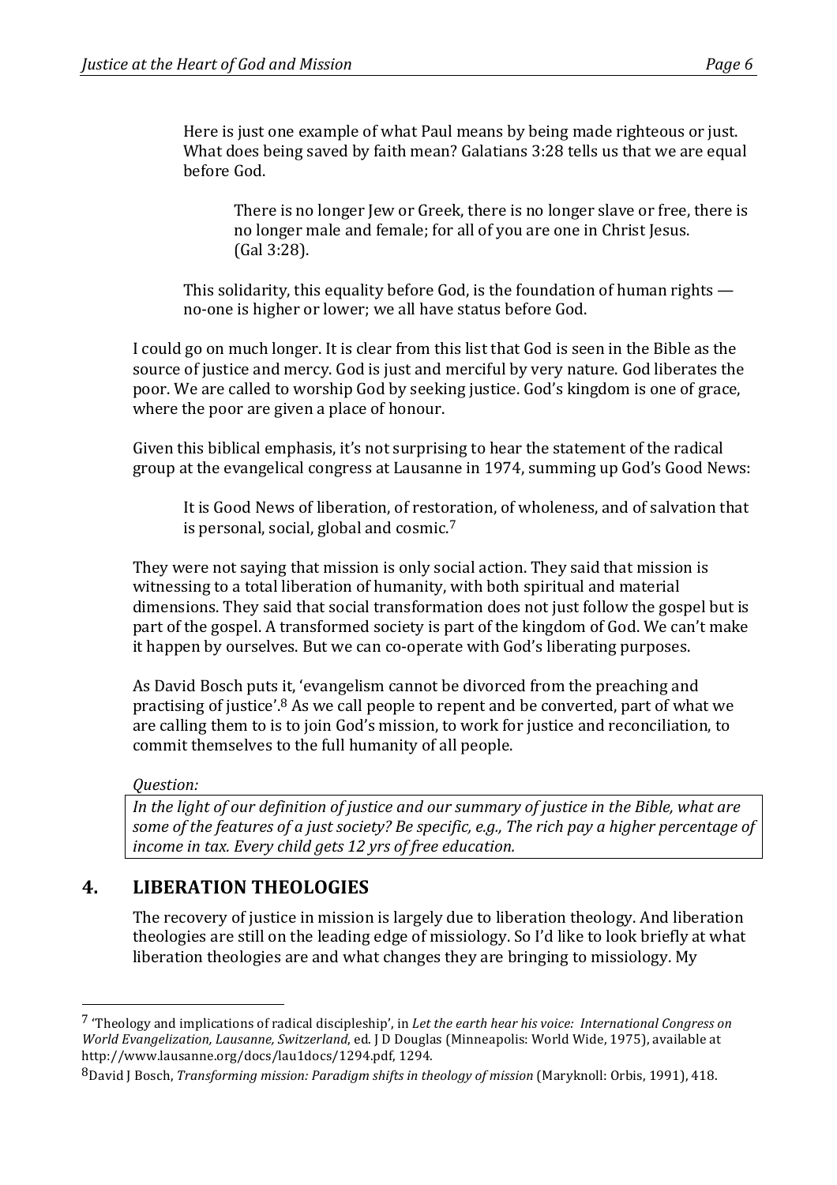> Here is just one example of what Paul means by being made righteous or just. What does being saved by faith mean? Galatians 3:28 tells us that we are equal before God.
>
> > There is no longer Jew or Greek, there is no longer slave or free, there is no longer male and female; for all of you are one in Christ Jesus. (Gal 3:28).
>
> This solidarity, this equality before God, is the foundation of human rights — no-one is higher or lower; we all have status before God.

I could go on much longer. It is clear from this list that God is seen in the Bible as the source of justice and mercy. God is just and merciful by very nature. God liberates the poor. We are called to worship God by seeking justice. God's kingdom is one of grace, where the poor are given a place of honour.

Given this biblical emphasis, it's not surprising to hear the statement of the radical group at the evangelical congress at Lausanne in 1974, summing up God's Good News:

> It is Good News of liberation, of restoration, of wholeness, and of salvation that is personal, social, global and cosmic.[7]

They were not saying that mission is only social action. They said that mission is witnessing to a total liberation of humanity, with both spiritual and material dimensions. They said that social transformation does not just follow the gospel but is part of the gospel. A transformed society is part of the kingdom of God. We can't make it happen by ourselves. But we can co-operate with God's liberating purposes.

As David Bosch puts it, 'evangelism cannot be divorced from the preaching and practising of justice'.[8] As we call people to repent and be converted, part of what we are calling them to is to join God's mission, to work for justice and reconciliation, to commit themselves to the full humanity of all people.

*Question:*

*In the light of our definition of justice and our summary of justice in the Bible, what are some of the features of a just society? Be specific, e.g., The rich pay a higher percentage of income in tax. Every child gets 12 yrs of free education.*

## 4. LIBERATION THEOLOGIES

The recovery of justice in mission is largely due to liberation theology. And liberation theologies are still on the leading edge of missiology. So I'd like to look briefly at what liberation theologies are and what changes they are bringing to missiology. My

---

[7] 'Theology and implications of radical discipleship', in *Let the earth hear his voice: International Congress on World Evangelization, Lausanne, Switzerland*, ed. J D Douglas (Minneapolis: World Wide, 1975), available at http://www.lausanne.org/docs/lau1docs/1294.pdf, 1294.

[8] David J Bosch, *Transforming mission: Paradigm shifts in theology of mission* (Maryknoll: Orbis, 1991), 418.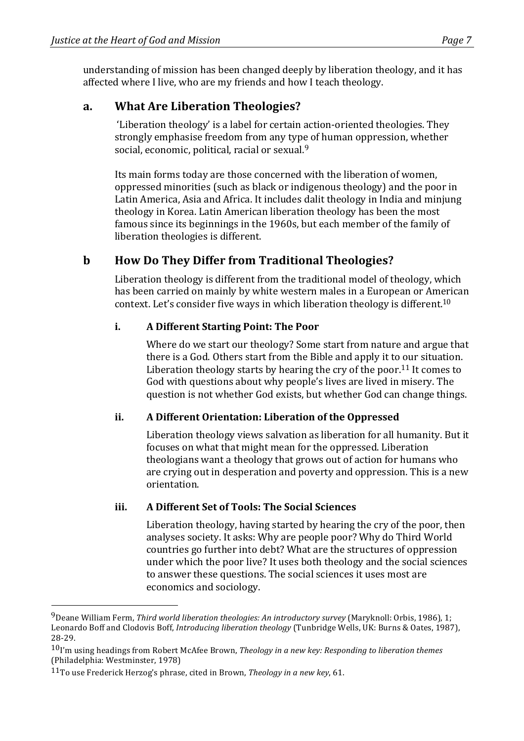understanding of mission has been changed deeply by liberation theology, and it has affected where I live, who are my friends and how I teach theology.

## a. What Are Liberation Theologies?

'Liberation theology' is a label for certain action-oriented theologies. They strongly emphasise freedom from any type of human oppression, whether social, economic, political, racial or sexual.[9]

Its main forms today are those concerned with the liberation of women, oppressed minorities (such as black or indigenous theology) and the poor in Latin America, Asia and Africa. It includes dalit theology in India and minjung theology in Korea. Latin American liberation theology has been the most famous since its beginnings in the 1960s, but each member of the family of liberation theologies is different.

## b How Do They Differ from Traditional Theologies?

Liberation theology is different from the traditional model of theology, which has been carried on mainly by white western males in a European or American context. Let's consider five ways in which liberation theology is different.[10]

### i. A Different Starting Point: The Poor

Where do we start our theology? Some start from nature and argue that there is a God. Others start from the Bible and apply it to our situation. Liberation theology starts by hearing the cry of the poor.[11] It comes to God with questions about why people's lives are lived in misery. The question is not whether God exists, but whether God can change things.

### ii. A Different Orientation: Liberation of the Oppressed

Liberation theology views salvation as liberation for all humanity. But it focuses on what that might mean for the oppressed. Liberation theologians want a theology that grows out of action for humans who are crying out in desperation and poverty and oppression. This is a new orientation.

### iii. A Different Set of Tools: The Social Sciences

Liberation theology, having started by hearing the cry of the poor, then analyses society. It asks: Why are people poor? Why do Third World countries go further into debt? What are the structures of oppression under which the poor live? It uses both theology and the social sciences to answer these questions. The social sciences it uses most are economics and sociology.

---

[9] Deane William Ferm, *Third world liberation theologies: An introductory survey* (Maryknoll: Orbis, 1986), 1; Leonardo Boff and Clodovis Boff, *Introducing liberation theology* (Tunbridge Wells, UK: Burns & Oates, 1987), 28-29.

[10] I'm using headings from Robert McAfee Brown, *Theology in a new key: Responding to liberation themes* (Philadelphia: Westminster, 1978)

[11] To use Frederick Herzog's phrase, cited in Brown, *Theology in a new key*, 61.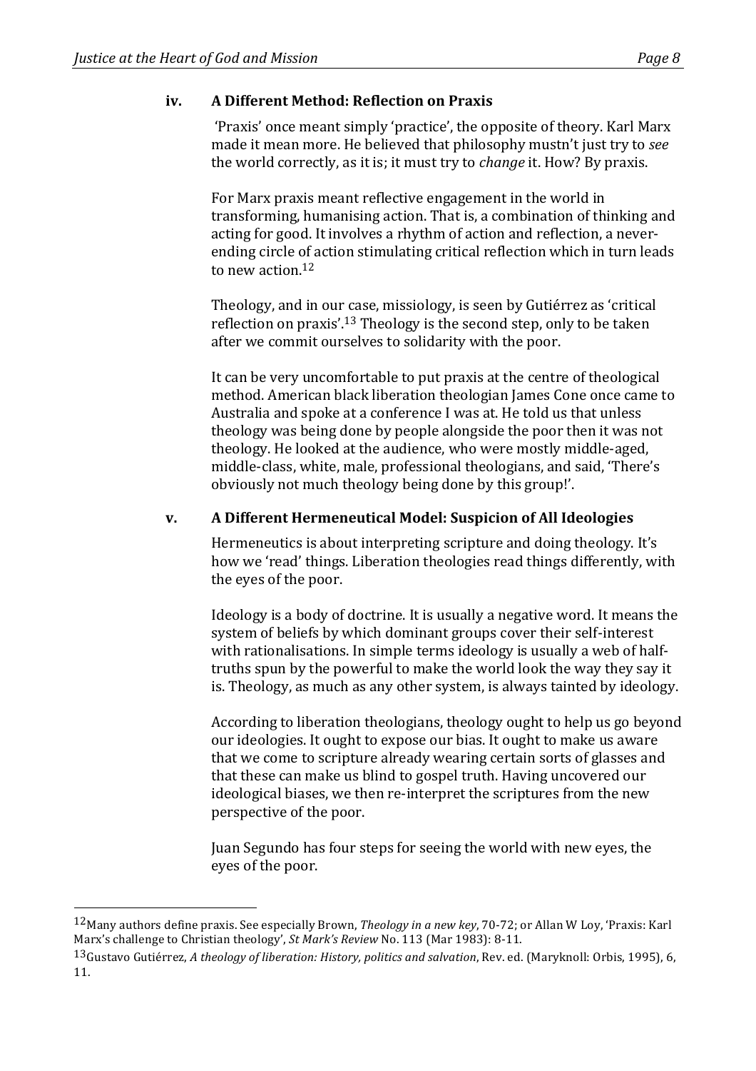### iv. A Different Method: Reflection on Praxis

'Praxis' once meant simply 'practice', the opposite of theory. Karl Marx made it mean more. He believed that philosophy mustn't just try to *see* the world correctly, as it is; it must try to *change* it. How? By praxis.

For Marx praxis meant reflective engagement in the world in transforming, humanising action. That is, a combination of thinking and acting for good. It involves a rhythm of action and reflection, a never-ending circle of action stimulating critical reflection which in turn leads to new action.[12]

Theology, and in our case, missiology, is seen by Gutiérrez as 'critical reflection on praxis'.[13] Theology is the second step, only to be taken after we commit ourselves to solidarity with the poor.

It can be very uncomfortable to put praxis at the centre of theological method. American black liberation theologian James Cone once came to Australia and spoke at a conference I was at. He told us that unless theology was being done by people alongside the poor then it was not theology. He looked at the audience, who were mostly middle-aged, middle-class, white, male, professional theologians, and said, 'There's obviously not much theology being done by this group!'.

### v. A Different Hermeneutical Model: Suspicion of All Ideologies

Hermeneutics is about interpreting scripture and doing theology. It's how we 'read' things. Liberation theologies read things differently, with the eyes of the poor.

Ideology is a body of doctrine. It is usually a negative word. It means the system of beliefs by which dominant groups cover their self-interest with rationalisations. In simple terms ideology is usually a web of half-truths spun by the powerful to make the world look the way they say it is. Theology, as much as any other system, is always tainted by ideology.

According to liberation theologians, theology ought to help us go beyond our ideologies. It ought to expose our bias. It ought to make us aware that we come to scripture already wearing certain sorts of glasses and that these can make us blind to gospel truth. Having uncovered our ideological biases, we then re-interpret the scriptures from the new perspective of the poor.

Juan Segundo has four steps for seeing the world with new eyes, the eyes of the poor.

---

[12] Many authors define praxis. See especially Brown, *Theology in a new key*, 70-72; or Allan W Loy, 'Praxis: Karl Marx's challenge to Christian theology', *St Mark's Review* No. 113 (Mar 1983): 8-11.

[13] Gustavo Gutiérrez, *A theology of liberation: History, politics and salvation*, Rev. ed. (Maryknoll: Orbis, 1995), 6, 11.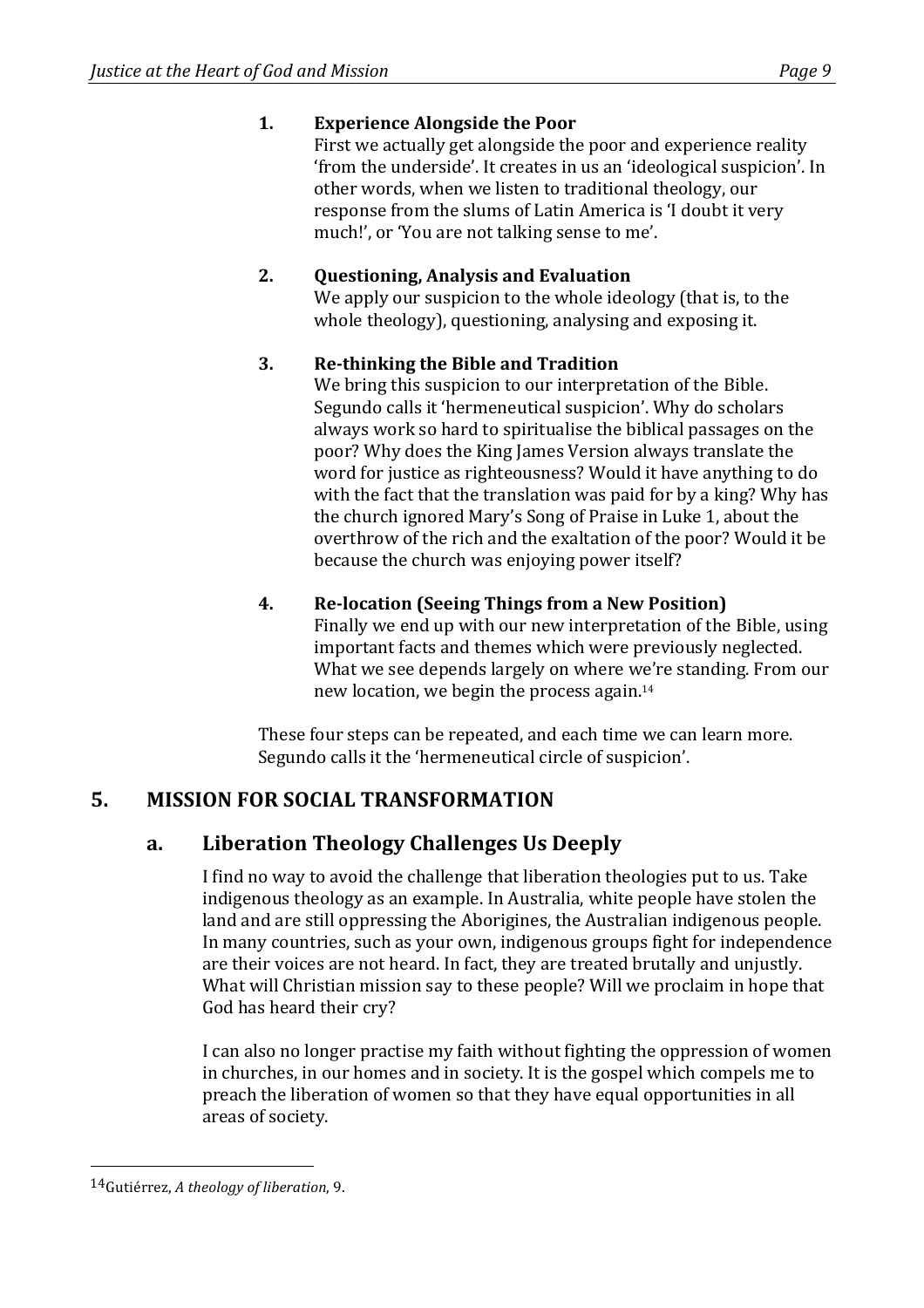1. **Experience Alongside the Poor**
   First we actually get alongside the poor and experience reality 'from the underside'. It creates in us an 'ideological suspicion'. In other words, when we listen to traditional theology, our response from the slums of Latin America is 'I doubt it very much!', or 'You are not talking sense to me'.

2. **Questioning, Analysis and Evaluation**
   We apply our suspicion to the whole ideology (that is, to the whole theology), questioning, analysing and exposing it.

3. **Re-thinking the Bible and Tradition**
   We bring this suspicion to our interpretation of the Bible. Segundo calls it 'hermeneutical suspicion'. Why do scholars always work so hard to spiritualise the biblical passages on the poor? Why does the King James Version always translate the word for justice as righteousness? Would it have anything to do with the fact that the translation was paid for by a king? Why has the church ignored Mary's Song of Praise in Luke 1, about the overthrow of the rich and the exaltation of the poor? Would it be because the church was enjoying power itself?

4. **Re-location (Seeing Things from a New Position)**
   Finally we end up with our new interpretation of the Bible, using important facts and themes which were previously neglected. What we see depends largely on where we're standing. From our new location, we begin the process again.[14]

These four steps can be repeated, and each time we can learn more. Segundo calls it the 'hermeneutical circle of suspicion'.

## 5. MISSION FOR SOCIAL TRANSFORMATION

### a. Liberation Theology Challenges Us Deeply

I find no way to avoid the challenge that liberation theologies put to us. Take indigenous theology as an example. In Australia, white people have stolen the land and are still oppressing the Aborigines, the Australian indigenous people. In many countries, such as your own, indigenous groups fight for independence are their voices are not heard. In fact, they are treated brutally and unjustly. What will Christian mission say to these people? Will we proclaim in hope that God has heard their cry?

I can also no longer practise my faith without fighting the oppression of women in churches, in our homes and in society. It is the gospel which compels me to preach the liberation of women so that they have equal opportunities in all areas of society.

---

[14] Gutiérrez, *A theology of liberation*, 9.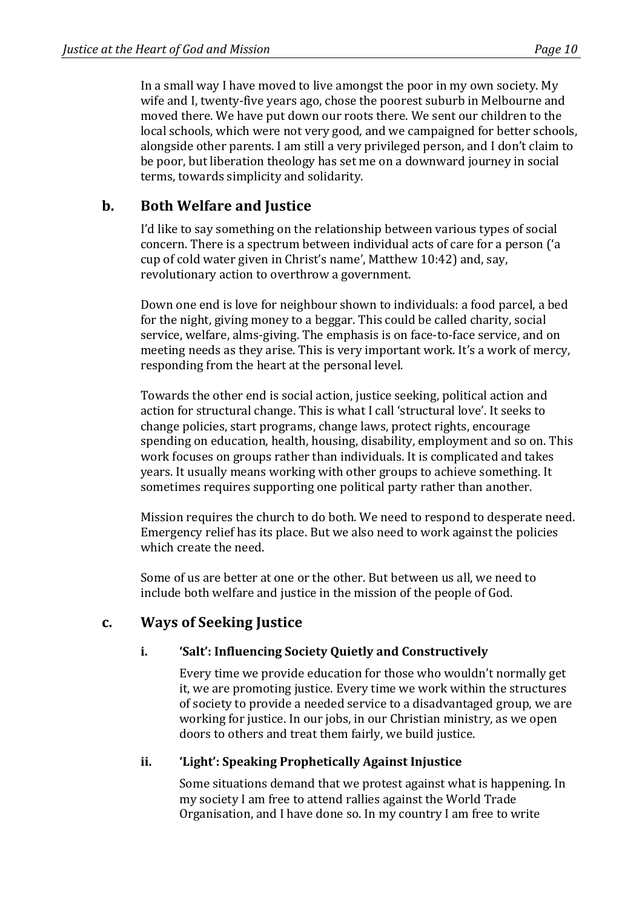In a small way I have moved to live amongst the poor in my own society. My wife and I, twenty-five years ago, chose the poorest suburb in Melbourne and moved there. We have put down our roots there. We sent our children to the local schools, which were not very good, and we campaigned for better schools, alongside other parents. I am still a very privileged person, and I don't claim to be poor, but liberation theology has set me on a downward journey in social terms, towards simplicity and solidarity.

## b. Both Welfare and Justice

I'd like to say something on the relationship between various types of social concern. There is a spectrum between individual acts of care for a person ('a cup of cold water given in Christ's name', Matthew 10:42) and, say, revolutionary action to overthrow a government.

Down one end is love for neighbour shown to individuals: a food parcel, a bed for the night, giving money to a beggar. This could be called charity, social service, welfare, alms-giving. The emphasis is on face-to-face service, and on meeting needs as they arise. This is very important work. It's a work of mercy, responding from the heart at the personal level.

Towards the other end is social action, justice seeking, political action and action for structural change. This is what I call 'structural love'. It seeks to change policies, start programs, change laws, protect rights, encourage spending on education, health, housing, disability, employment and so on. This work focuses on groups rather than individuals. It is complicated and takes years. It usually means working with other groups to achieve something. It sometimes requires supporting one political party rather than another.

Mission requires the church to do both. We need to respond to desperate need. Emergency relief has its place. But we also need to work against the policies which create the need.

Some of us are better at one or the other. But between us all, we need to include both welfare and justice in the mission of the people of God.

## c. Ways of Seeking Justice

### i. 'Salt': Influencing Society Quietly and Constructively

Every time we provide education for those who wouldn't normally get it, we are promoting justice. Every time we work within the structures of society to provide a needed service to a disadvantaged group, we are working for justice. In our jobs, in our Christian ministry, as we open doors to others and treat them fairly, we build justice.

### ii. 'Light': Speaking Prophetically Against Injustice

Some situations demand that we protest against what is happening. In my society I am free to attend rallies against the World Trade Organisation, and I have done so. In my country I am free to write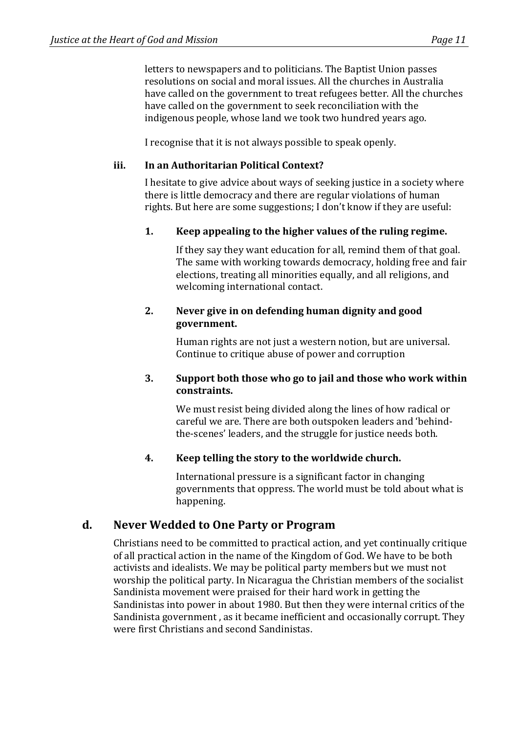letters to newspapers and to politicians. The Baptist Union passes resolutions on social and moral issues. All the churches in Australia have called on the government to treat refugees better. All the churches have called on the government to seek reconciliation with the indigenous people, whose land we took two hundred years ago.

I recognise that it is not always possible to speak openly.

#### iii. In an Authoritarian Political Context?

I hesitate to give advice about ways of seeking justice in a society where there is little democracy and there are regular violations of human rights. But here are some suggestions; I don't know if they are useful:

**1. Keep appealing to the higher values of the ruling regime.**

If they say they want education for all, remind them of that goal. The same with working towards democracy, holding free and fair elections, treating all minorities equally, and all religions, and welcoming international contact.

**2. Never give in on defending human dignity and good government.**

Human rights are not just a western notion, but are universal. Continue to critique abuse of power and corruption

**3. Support both those who go to jail and those who work within constraints.**

We must resist being divided along the lines of how radical or careful we are. There are both outspoken leaders and 'behind-the-scenes' leaders, and the struggle for justice needs both.

**4. Keep telling the story to the worldwide church.**

International pressure is a significant factor in changing governments that oppress. The world must be told about what is happening.

## d. Never Wedded to One Party or Program

Christians need to be committed to practical action, and yet continually critique of all practical action in the name of the Kingdom of God. We have to be both activists and idealists. We may be political party members but we must not worship the political party. In Nicaragua the Christian members of the socialist Sandinista movement were praised for their hard work in getting the Sandinistas into power in about 1980. But then they were internal critics of the Sandinista government , as it became inefficient and occasionally corrupt. They were first Christians and second Sandinistas.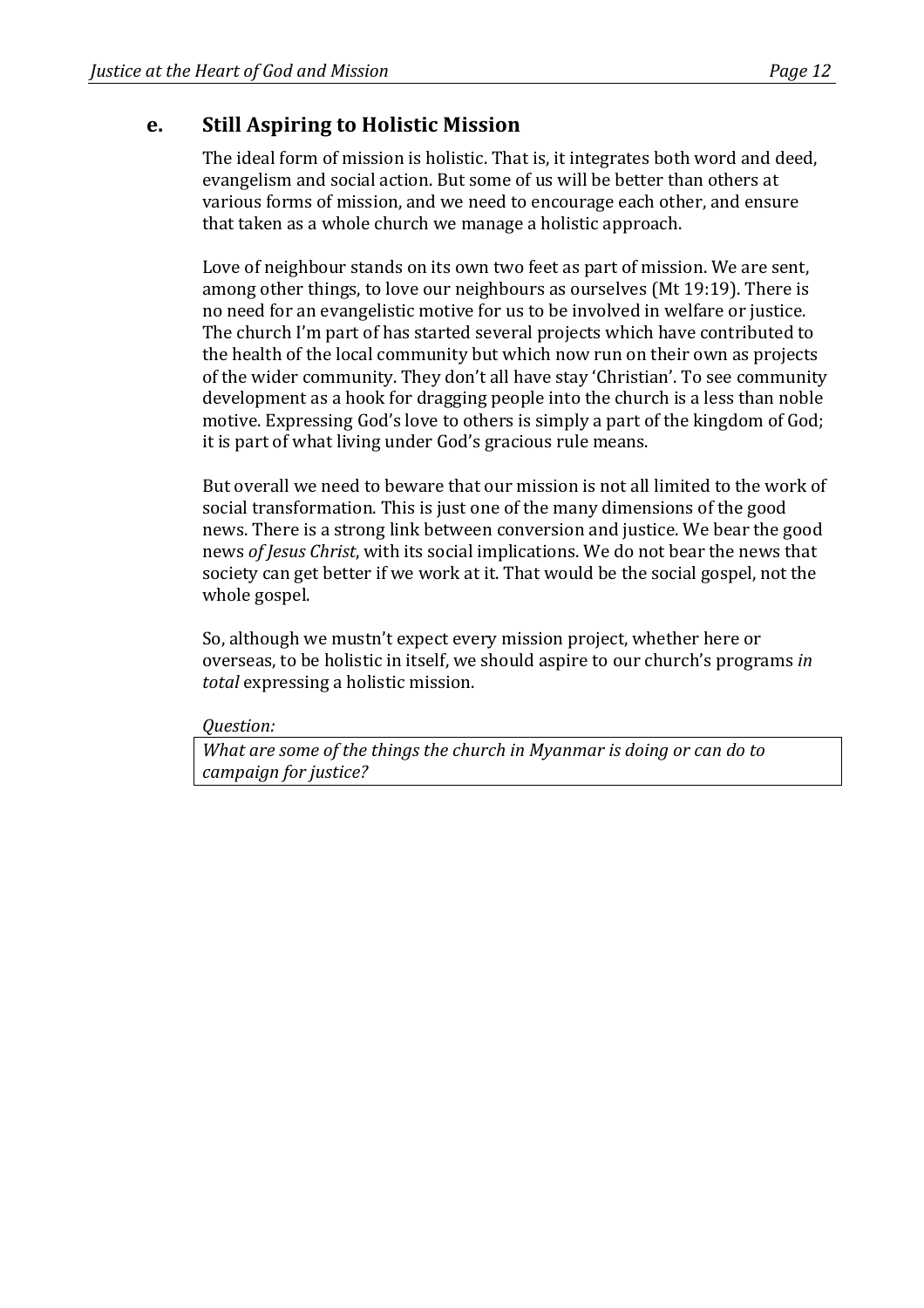## e. Still Aspiring to Holistic Mission

The ideal form of mission is holistic. That is, it integrates both word and deed, evangelism and social action. But some of us will be better than others at various forms of mission, and we need to encourage each other, and ensure that taken as a whole church we manage a holistic approach.

Love of neighbour stands on its own two feet as part of mission. We are sent, among other things, to love our neighbours as ourselves (Mt 19:19). There is no need for an evangelistic motive for us to be involved in welfare or justice. The church I'm part of has started several projects which have contributed to the health of the local community but which now run on their own as projects of the wider community. They don't all have stay 'Christian'. To see community development as a hook for dragging people into the church is a less than noble motive. Expressing God's love to others is simply a part of the kingdom of God; it is part of what living under God's gracious rule means.

But overall we need to beware that our mission is not all limited to the work of social transformation. This is just one of the many dimensions of the good news. There is a strong link between conversion and justice. We bear the good news *of Jesus Christ*, with its social implications. We do not bear the news that society can get better if we work at it. That would be the social gospel, not the whole gospel.

So, although we mustn't expect every mission project, whether here or overseas, to be holistic in itself, we should aspire to our church's programs *in total* expressing a holistic mission.

*Question:*

*What are some of the things the church in Myanmar is doing or can do to campaign for justice?*